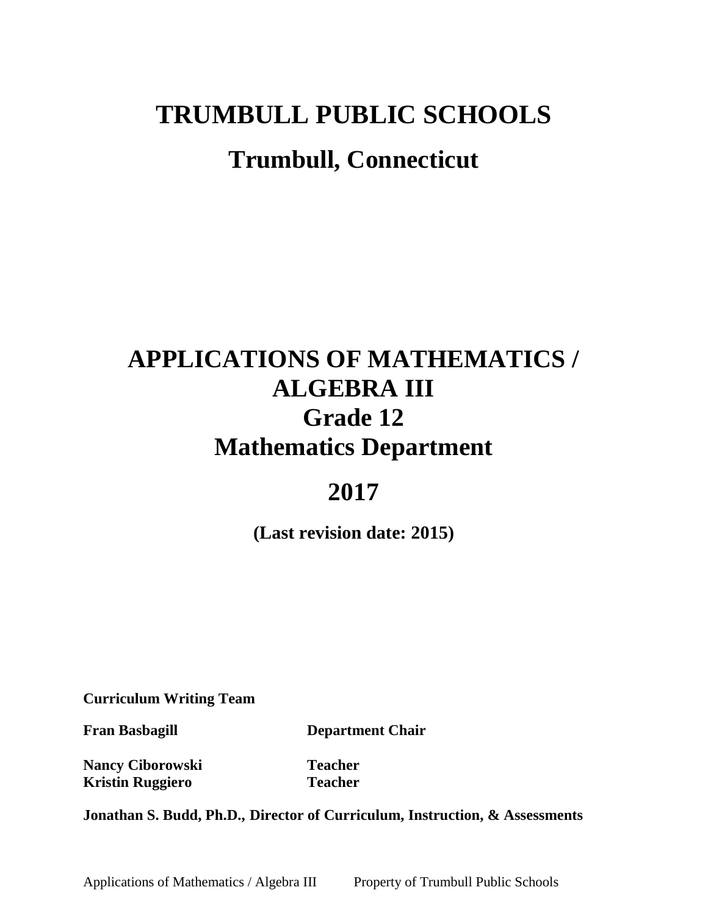# TRUMBULL PUBLIC SCHOOLS

## Trumbull, Connecticut

# APPLICATIONS OF MATHEMATICS / ALGEBRA III
## Grade 12
## Mathematics Department

## 2017

**(Last revision date: 2015)**

**Curriculum Writing Team**

| | |
|---|---|
| **Fran Basbagill** | **Department Chair** |
| **Nancy Ciborowski** | **Teacher** |
| **Kristin Ruggiero** | **Teacher** |

**Jonathan S. Budd, Ph.D., Director of Curriculum, Instruction, & Assessments**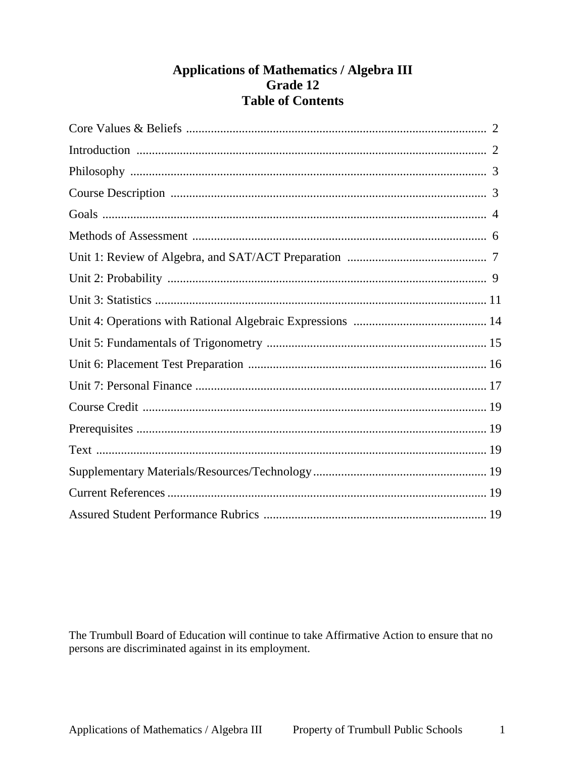# Applications of Mathematics / Algebra III
## Grade 12
## Table of Contents

Core Values & Beliefs ................................................................................................ 2

Introduction ................................................................................................................ 2

Philosophy .................................................................................................................. 3

Course Description ..................................................................................................... 3

Goals ........................................................................................................................... 4

Methods of Assessment .............................................................................................. 6

Unit 1: Review of Algebra, and SAT/ACT Preparation ............................................. 7

Unit 2: Probability ...................................................................................................... 9

Unit 3: Statistics ......................................................................................................... 11

Unit 4: Operations with Rational Algebraic Expressions ........................................... 14

Unit 5: Fundamentals of Trigonometry ...................................................................... 15

Unit 6: Placement Test Preparation ............................................................................ 16

Unit 7: Personal Finance ............................................................................................ 17

Course Credit ............................................................................................................. 19

Prerequisites ............................................................................................................... 19

Text ............................................................................................................................ 19

Supplementary Materials/Resources/Technology ...................................................... 19

Current References ..................................................................................................... 19

Assured Student Performance Rubrics ....................................................................... 19

The Trumbull Board of Education will continue to take Affirmative Action to ensure that no persons are discriminated against in its employment.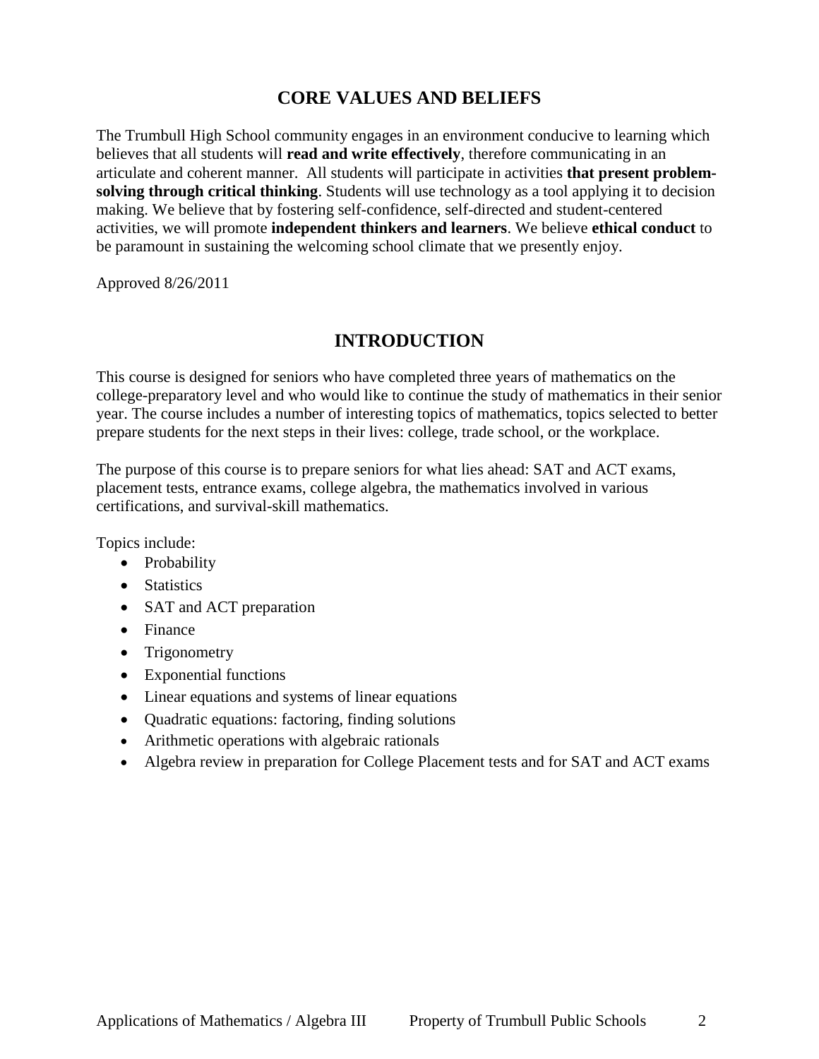## CORE VALUES AND BELIEFS

The Trumbull High School community engages in an environment conducive to learning which believes that all students will **read and write effectively**, therefore communicating in an articulate and coherent manner. All students will participate in activities **that present problem-solving through critical thinking**. Students will use technology as a tool applying it to decision making. We believe that by fostering self-confidence, self-directed and student-centered activities, we will promote **independent thinkers and learners**. We believe **ethical conduct** to be paramount in sustaining the welcoming school climate that we presently enjoy.

Approved 8/26/2011

## INTRODUCTION

This course is designed for seniors who have completed three years of mathematics on the college-preparatory level and who would like to continue the study of mathematics in their senior year. The course includes a number of interesting topics of mathematics, topics selected to better prepare students for the next steps in their lives: college, trade school, or the workplace.

The purpose of this course is to prepare seniors for what lies ahead: SAT and ACT exams, placement tests, entrance exams, college algebra, the mathematics involved in various certifications, and survival-skill mathematics.

Topics include:

- Probability
- Statistics
- SAT and ACT preparation
- Finance
- Trigonometry
- Exponential functions
- Linear equations and systems of linear equations
- Quadratic equations: factoring, finding solutions
- Arithmetic operations with algebraic rationals
- Algebra review in preparation for College Placement tests and for SAT and ACT exams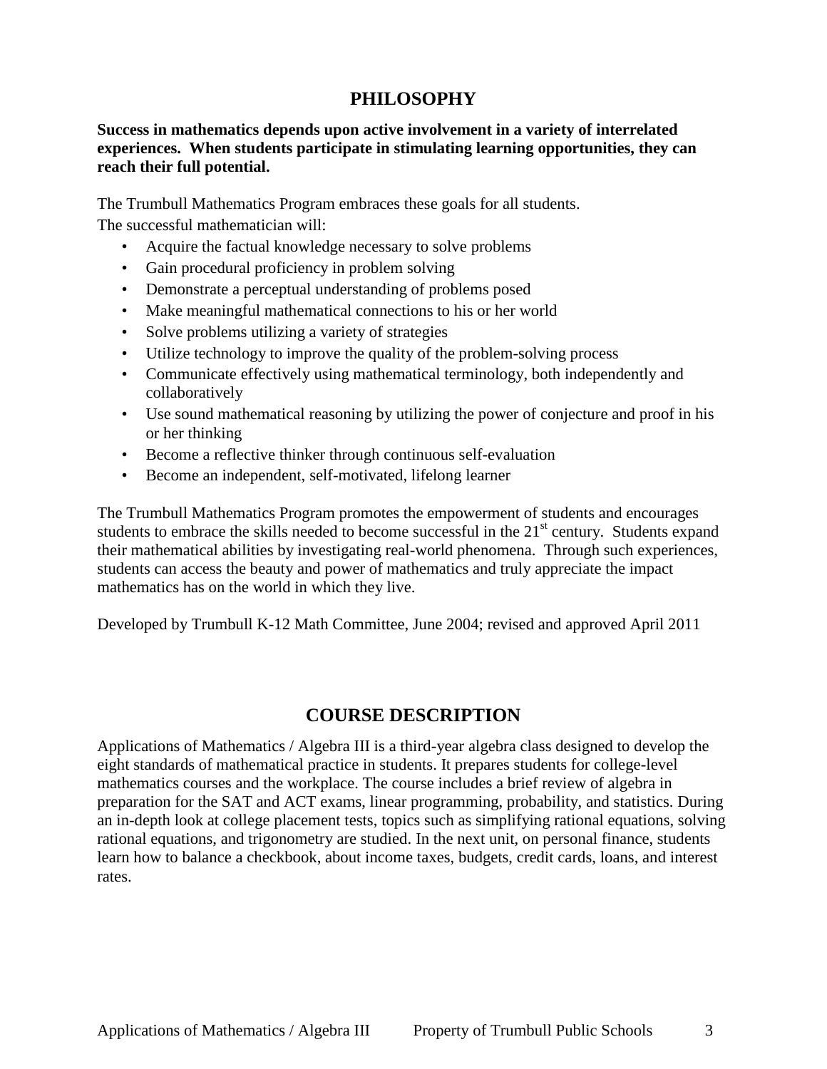# PHILOSOPHY

**Success in mathematics depends upon active involvement in a variety of interrelated experiences. When students participate in stimulating learning opportunities, they can reach their full potential.**

The Trumbull Mathematics Program embraces these goals for all students.
The successful mathematician will:

- Acquire the factual knowledge necessary to solve problems
- Gain procedural proficiency in problem solving
- Demonstrate a perceptual understanding of problems posed
- Make meaningful mathematical connections to his or her world
- Solve problems utilizing a variety of strategies
- Utilize technology to improve the quality of the problem-solving process
- Communicate effectively using mathematical terminology, both independently and collaboratively
- Use sound mathematical reasoning by utilizing the power of conjecture and proof in his or her thinking
- Become a reflective thinker through continuous self-evaluation
- Become an independent, self-motivated, lifelong learner

The Trumbull Mathematics Program promotes the empowerment of students and encourages students to embrace the skills needed to become successful in the 21st century. Students expand their mathematical abilities by investigating real-world phenomena. Through such experiences, students can access the beauty and power of mathematics and truly appreciate the impact mathematics has on the world in which they live.

Developed by Trumbull K-12 Math Committee, June 2004; revised and approved April 2011

# COURSE DESCRIPTION

Applications of Mathematics / Algebra III is a third-year algebra class designed to develop the eight standards of mathematical practice in students. It prepares students for college-level mathematics courses and the workplace. The course includes a brief review of algebra in preparation for the SAT and ACT exams, linear programming, probability, and statistics. During an in-depth look at college placement tests, topics such as simplifying rational equations, solving rational equations, and trigonometry are studied. In the next unit, on personal finance, students learn how to balance a checkbook, about income taxes, budgets, credit cards, loans, and interest rates.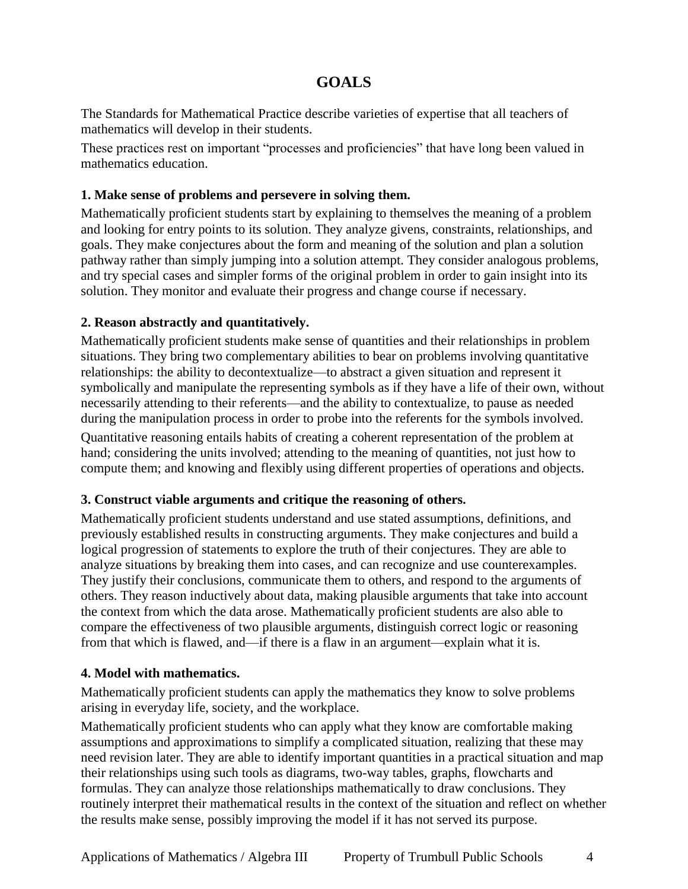# GOALS

The Standards for Mathematical Practice describe varieties of expertise that all teachers of mathematics will develop in their students.

These practices rest on important "processes and proficiencies" that have long been valued in mathematics education.

**1. Make sense of problems and persevere in solving them.**

Mathematically proficient students start by explaining to themselves the meaning of a problem and looking for entry points to its solution. They analyze givens, constraints, relationships, and goals. They make conjectures about the form and meaning of the solution and plan a solution pathway rather than simply jumping into a solution attempt. They consider analogous problems, and try special cases and simpler forms of the original problem in order to gain insight into its solution. They monitor and evaluate their progress and change course if necessary.

**2. Reason abstractly and quantitatively.**

Mathematically proficient students make sense of quantities and their relationships in problem situations. They bring two complementary abilities to bear on problems involving quantitative relationships: the ability to decontextualize—to abstract a given situation and represent it symbolically and manipulate the representing symbols as if they have a life of their own, without necessarily attending to their referents—and the ability to contextualize, to pause as needed during the manipulation process in order to probe into the referents for the symbols involved.

Quantitative reasoning entails habits of creating a coherent representation of the problem at hand; considering the units involved; attending to the meaning of quantities, not just how to compute them; and knowing and flexibly using different properties of operations and objects.

**3. Construct viable arguments and critique the reasoning of others.**

Mathematically proficient students understand and use stated assumptions, definitions, and previously established results in constructing arguments. They make conjectures and build a logical progression of statements to explore the truth of their conjectures. They are able to analyze situations by breaking them into cases, and can recognize and use counterexamples. They justify their conclusions, communicate them to others, and respond to the arguments of others. They reason inductively about data, making plausible arguments that take into account the context from which the data arose. Mathematically proficient students are also able to compare the effectiveness of two plausible arguments, distinguish correct logic or reasoning from that which is flawed, and—if there is a flaw in an argument—explain what it is.

**4. Model with mathematics.**

Mathematically proficient students can apply the mathematics they know to solve problems arising in everyday life, society, and the workplace.

Mathematically proficient students who can apply what they know are comfortable making assumptions and approximations to simplify a complicated situation, realizing that these may need revision later. They are able to identify important quantities in a practical situation and map their relationships using such tools as diagrams, two-way tables, graphs, flowcharts and formulas. They can analyze those relationships mathematically to draw conclusions. They routinely interpret their mathematical results in the context of the situation and reflect on whether the results make sense, possibly improving the model if it has not served its purpose.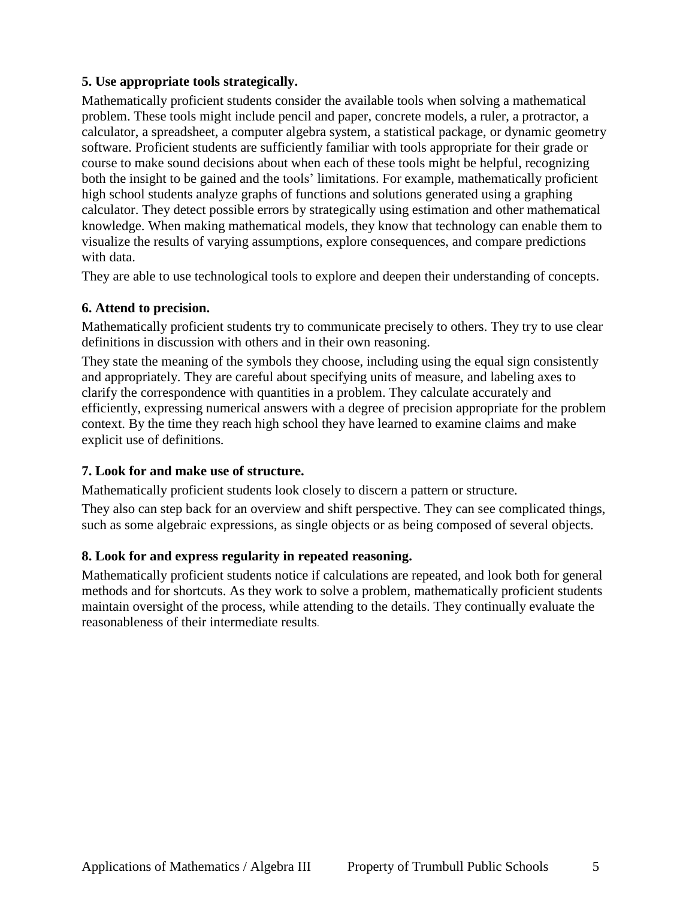**5. Use appropriate tools strategically.**

Mathematically proficient students consider the available tools when solving a mathematical problem. These tools might include pencil and paper, concrete models, a ruler, a protractor, a calculator, a spreadsheet, a computer algebra system, a statistical package, or dynamic geometry software. Proficient students are sufficiently familiar with tools appropriate for their grade or course to make sound decisions about when each of these tools might be helpful, recognizing both the insight to be gained and the tools' limitations. For example, mathematically proficient high school students analyze graphs of functions and solutions generated using a graphing calculator. They detect possible errors by strategically using estimation and other mathematical knowledge. When making mathematical models, they know that technology can enable them to visualize the results of varying assumptions, explore consequences, and compare predictions with data.

They are able to use technological tools to explore and deepen their understanding of concepts.

**6. Attend to precision.**

Mathematically proficient students try to communicate precisely to others. They try to use clear definitions in discussion with others and in their own reasoning.

They state the meaning of the symbols they choose, including using the equal sign consistently and appropriately. They are careful about specifying units of measure, and labeling axes to clarify the correspondence with quantities in a problem. They calculate accurately and efficiently, expressing numerical answers with a degree of precision appropriate for the problem context. By the time they reach high school they have learned to examine claims and make explicit use of definitions.

**7. Look for and make use of structure.**

Mathematically proficient students look closely to discern a pattern or structure.

They also can step back for an overview and shift perspective. They can see complicated things, such as some algebraic expressions, as single objects or as being composed of several objects.

**8. Look for and express regularity in repeated reasoning.**

Mathematically proficient students notice if calculations are repeated, and look both for general methods and for shortcuts. As they work to solve a problem, mathematically proficient students maintain oversight of the process, while attending to the details. They continually evaluate the reasonableness of their intermediate results.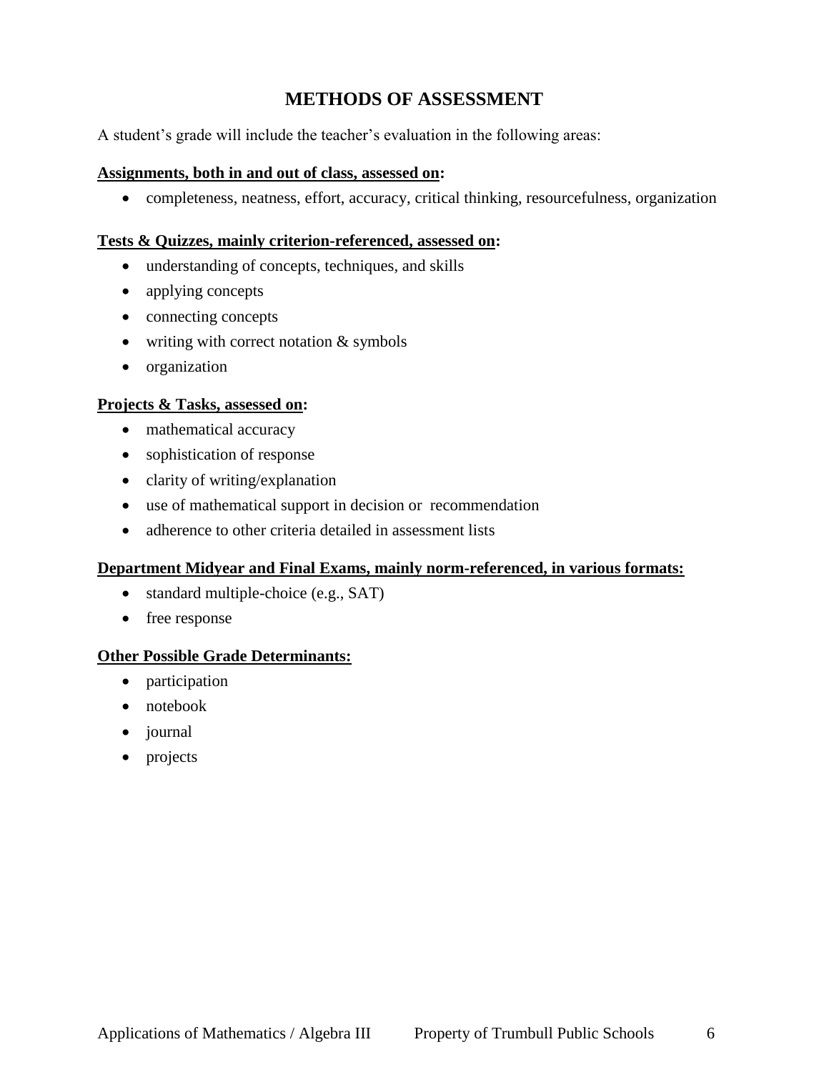## METHODS OF ASSESSMENT

A student's grade will include the teacher's evaluation in the following areas:

**Assignments, both in and out of class, assessed on:**

- completeness, neatness, effort, accuracy, critical thinking, resourcefulness, organization

**Tests & Quizzes, mainly criterion-referenced, assessed on:**

- understanding of concepts, techniques, and skills
- applying concepts
- connecting concepts
- writing with correct notation & symbols
- organization

**Projects & Tasks, assessed on:**

- mathematical accuracy
- sophistication of response
- clarity of writing/explanation
- use of mathematical support in decision or recommendation
- adherence to other criteria detailed in assessment lists

**Department Midyear and Final Exams, mainly norm-referenced, in various formats:**

- standard multiple-choice (e.g., SAT)
- free response

**Other Possible Grade Determinants:**

- participation
- notebook
- journal
- projects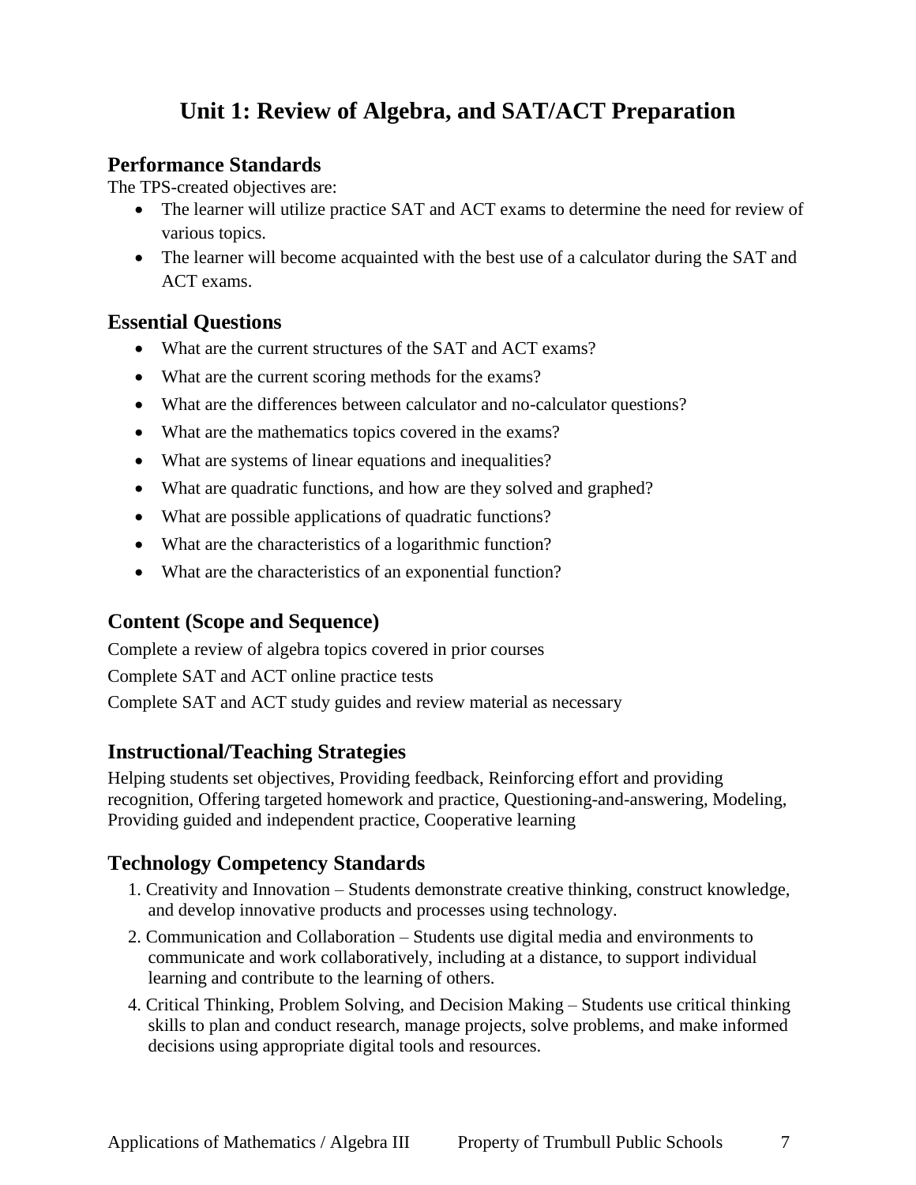# Unit 1: Review of Algebra, and SAT/ACT Preparation

## Performance Standards

The TPS-created objectives are:

- The learner will utilize practice SAT and ACT exams to determine the need for review of various topics.
- The learner will become acquainted with the best use of a calculator during the SAT and ACT exams.

## Essential Questions

- What are the current structures of the SAT and ACT exams?
- What are the current scoring methods for the exams?
- What are the differences between calculator and no-calculator questions?
- What are the mathematics topics covered in the exams?
- What are systems of linear equations and inequalities?
- What are quadratic functions, and how are they solved and graphed?
- What are possible applications of quadratic functions?
- What are the characteristics of a logarithmic function?
- What are the characteristics of an exponential function?

## Content (Scope and Sequence)

Complete a review of algebra topics covered in prior courses

Complete SAT and ACT online practice tests

Complete SAT and ACT study guides and review material as necessary

## Instructional/Teaching Strategies

Helping students set objectives, Providing feedback, Reinforcing effort and providing recognition, Offering targeted homework and practice, Questioning-and-answering, Modeling, Providing guided and independent practice, Cooperative learning

## Technology Competency Standards

1. Creativity and Innovation – Students demonstrate creative thinking, construct knowledge, and develop innovative products and processes using technology.
2. Communication and Collaboration – Students use digital media and environments to communicate and work collaboratively, including at a distance, to support individual learning and contribute to the learning of others.
4. Critical Thinking, Problem Solving, and Decision Making – Students use critical thinking skills to plan and conduct research, manage projects, solve problems, and make informed decisions using appropriate digital tools and resources.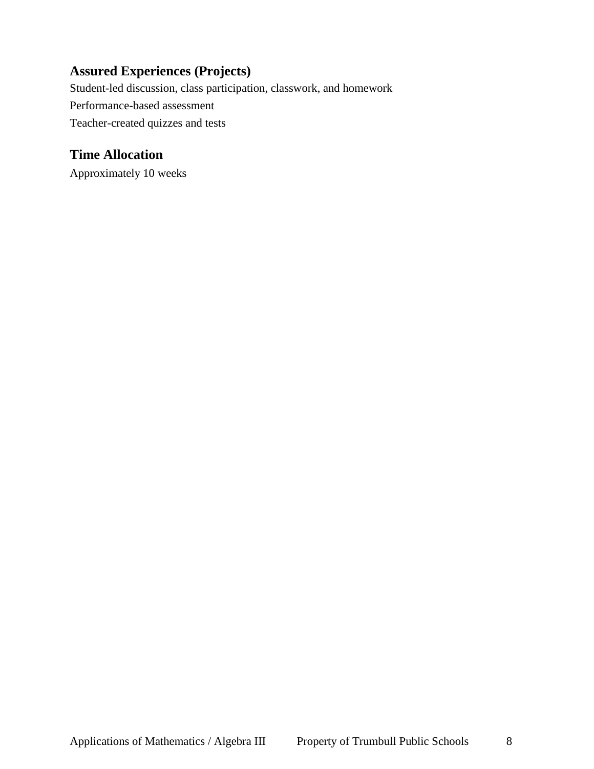## Assured Experiences (Projects)

Student-led discussion, class participation, classwork, and homework

Performance-based assessment

Teacher-created quizzes and tests

## Time Allocation

Approximately 10 weeks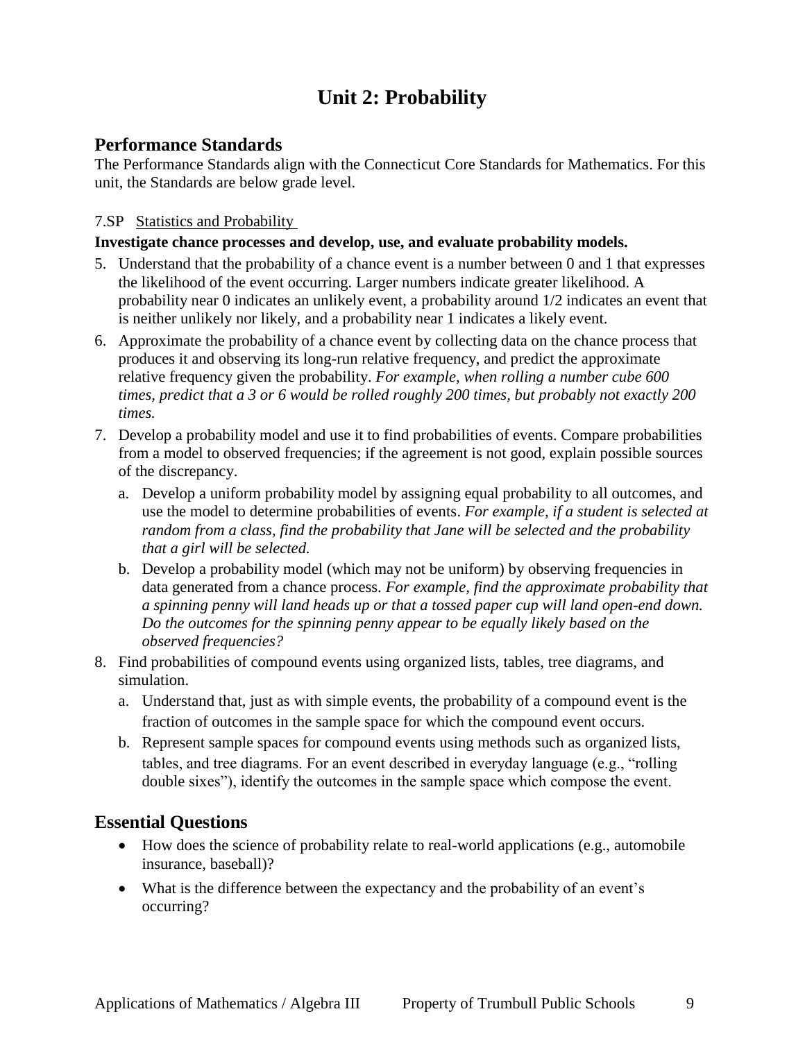# Unit 2: Probability

## Performance Standards

The Performance Standards align with the Connecticut Core Standards for Mathematics. For this unit, the Standards are below grade level.

7.SP Statistics and Probability

**Investigate chance processes and develop, use, and evaluate probability models.**

5. Understand that the probability of a chance event is a number between 0 and 1 that expresses the likelihood of the event occurring. Larger numbers indicate greater likelihood. A probability near 0 indicates an unlikely event, a probability around 1/2 indicates an event that is neither unlikely nor likely, and a probability near 1 indicates a likely event.
6. Approximate the probability of a chance event by collecting data on the chance process that produces it and observing its long-run relative frequency, and predict the approximate relative frequency given the probability. *For example, when rolling a number cube 600 times, predict that a 3 or 6 would be rolled roughly 200 times, but probably not exactly 200 times.*
7. Develop a probability model and use it to find probabilities of events. Compare probabilities from a model to observed frequencies; if the agreement is not good, explain possible sources of the discrepancy.
    a. Develop a uniform probability model by assigning equal probability to all outcomes, and use the model to determine probabilities of events. *For example, if a student is selected at random from a class, find the probability that Jane will be selected and the probability that a girl will be selected.*
    b. Develop a probability model (which may not be uniform) by observing frequencies in data generated from a chance process. *For example, find the approximate probability that a spinning penny will land heads up or that a tossed paper cup will land open-end down. Do the outcomes for the spinning penny appear to be equally likely based on the observed frequencies?*
8. Find probabilities of compound events using organized lists, tables, tree diagrams, and simulation.
    a. Understand that, just as with simple events, the probability of a compound event is the fraction of outcomes in the sample space for which the compound event occurs.
    b. Represent sample spaces for compound events using methods such as organized lists, tables, and tree diagrams. For an event described in everyday language (e.g., "rolling double sixes"), identify the outcomes in the sample space which compose the event.

## Essential Questions

- How does the science of probability relate to real-world applications (e.g., automobile insurance, baseball)?
- What is the difference between the expectancy and the probability of an event's occurring?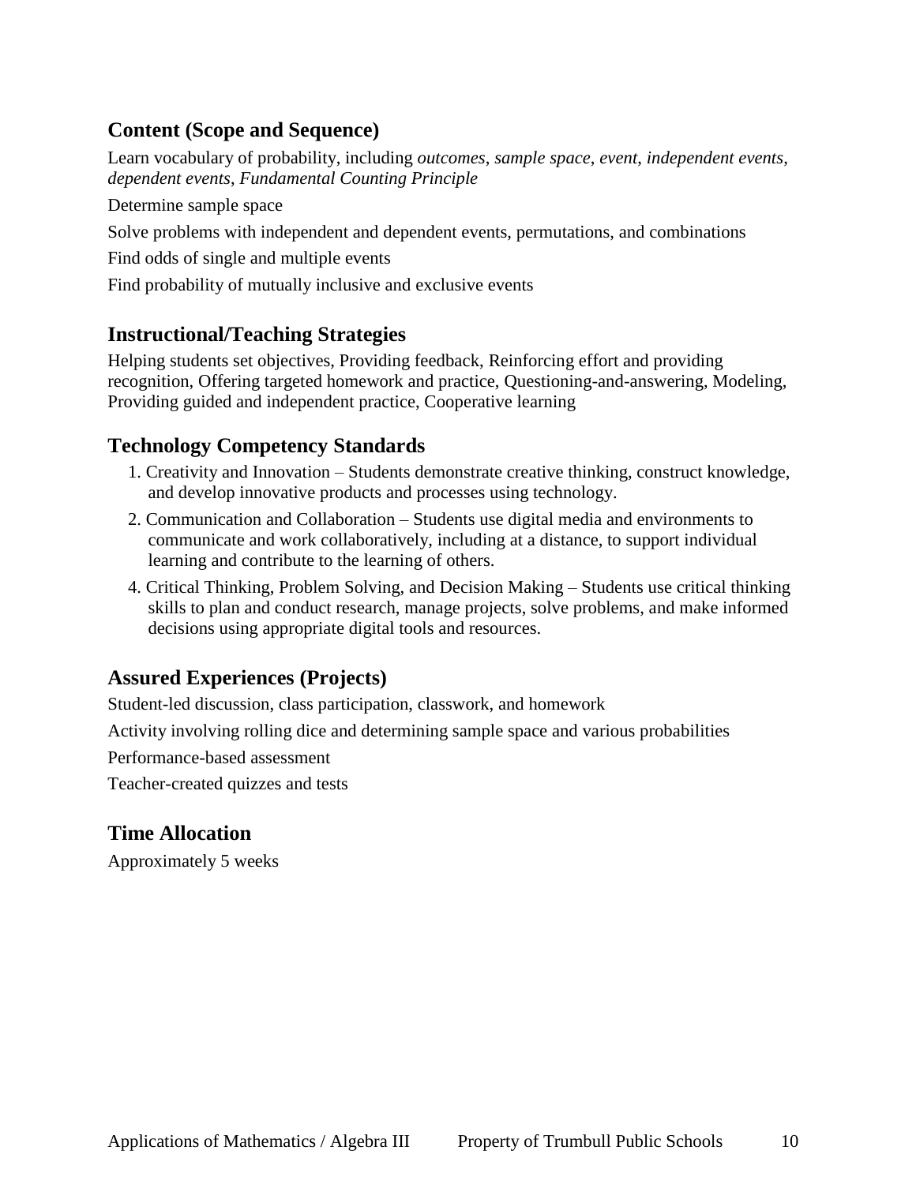## Content (Scope and Sequence)

Learn vocabulary of probability, including *outcomes*, *sample space*, *event*, *independent events*, *dependent events*, *Fundamental Counting Principle*

Determine sample space

Solve problems with independent and dependent events, permutations, and combinations

Find odds of single and multiple events

Find probability of mutually inclusive and exclusive events

## Instructional/Teaching Strategies

Helping students set objectives, Providing feedback, Reinforcing effort and providing recognition, Offering targeted homework and practice, Questioning-and-answering, Modeling, Providing guided and independent practice, Cooperative learning

## Technology Competency Standards

1. Creativity and Innovation – Students demonstrate creative thinking, construct knowledge, and develop innovative products and processes using technology.
2. Communication and Collaboration – Students use digital media and environments to communicate and work collaboratively, including at a distance, to support individual learning and contribute to the learning of others.
4. Critical Thinking, Problem Solving, and Decision Making – Students use critical thinking skills to plan and conduct research, manage projects, solve problems, and make informed decisions using appropriate digital tools and resources.

## Assured Experiences (Projects)

Student-led discussion, class participation, classwork, and homework

Activity involving rolling dice and determining sample space and various probabilities

Performance-based assessment

Teacher-created quizzes and tests

## Time Allocation

Approximately 5 weeks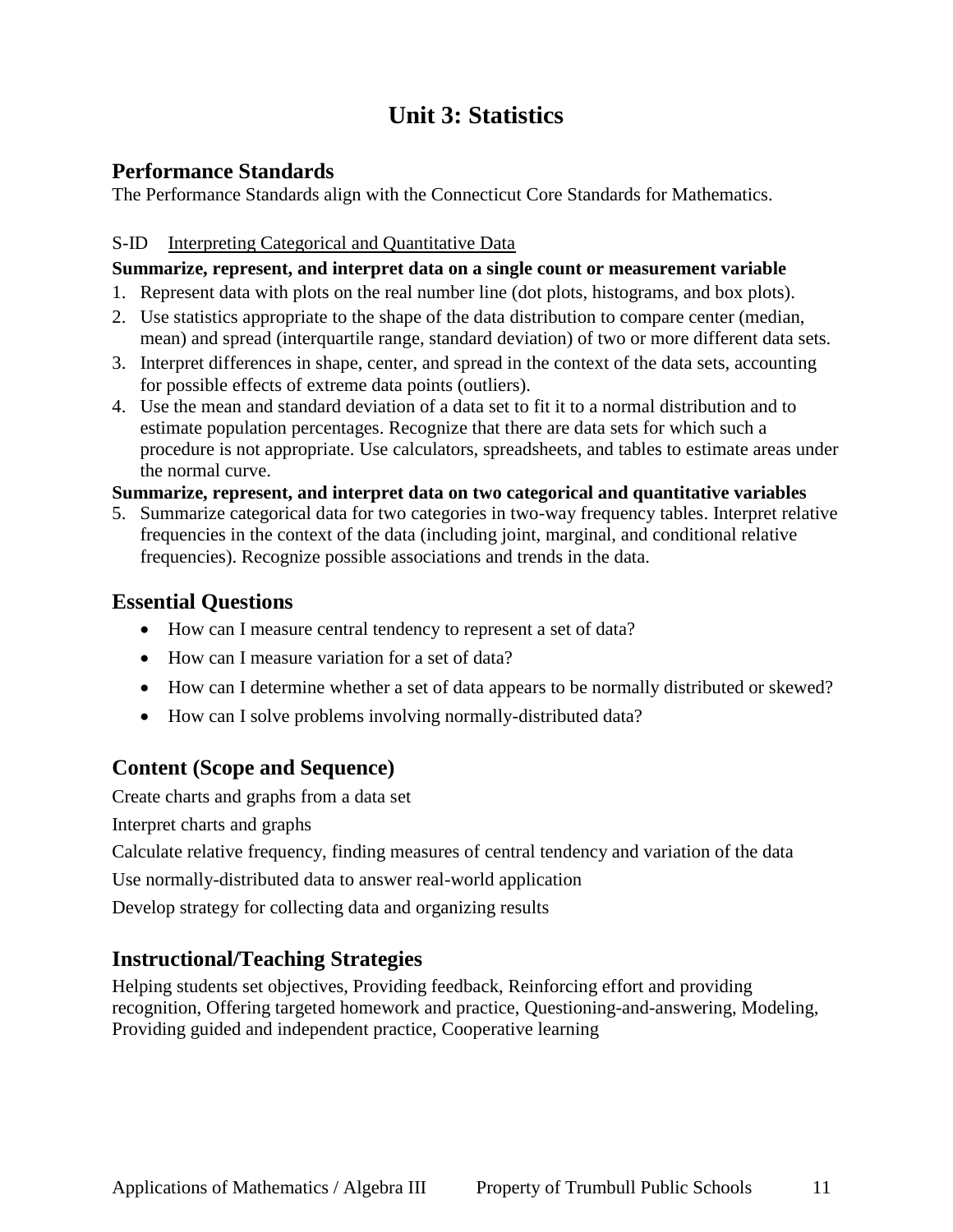# Unit 3: Statistics

## Performance Standards

The Performance Standards align with the Connecticut Core Standards for Mathematics.

S-ID Interpreting Categorical and Quantitative Data

**Summarize, represent, and interpret data on a single count or measurement variable**

1. Represent data with plots on the real number line (dot plots, histograms, and box plots).
2. Use statistics appropriate to the shape of the data distribution to compare center (median, mean) and spread (interquartile range, standard deviation) of two or more different data sets.
3. Interpret differences in shape, center, and spread in the context of the data sets, accounting for possible effects of extreme data points (outliers).
4. Use the mean and standard deviation of a data set to fit it to a normal distribution and to estimate population percentages. Recognize that there are data sets for which such a procedure is not appropriate. Use calculators, spreadsheets, and tables to estimate areas under the normal curve.

**Summarize, represent, and interpret data on two categorical and quantitative variables**

5. Summarize categorical data for two categories in two-way frequency tables. Interpret relative frequencies in the context of the data (including joint, marginal, and conditional relative frequencies). Recognize possible associations and trends in the data.

## Essential Questions

- How can I measure central tendency to represent a set of data?
- How can I measure variation for a set of data?
- How can I determine whether a set of data appears to be normally distributed or skewed?
- How can I solve problems involving normally-distributed data?

## Content (Scope and Sequence)

Create charts and graphs from a data set

Interpret charts and graphs

Calculate relative frequency, finding measures of central tendency and variation of the data

Use normally-distributed data to answer real-world application

Develop strategy for collecting data and organizing results

## Instructional/Teaching Strategies

Helping students set objectives, Providing feedback, Reinforcing effort and providing recognition, Offering targeted homework and practice, Questioning-and-answering, Modeling, Providing guided and independent practice, Cooperative learning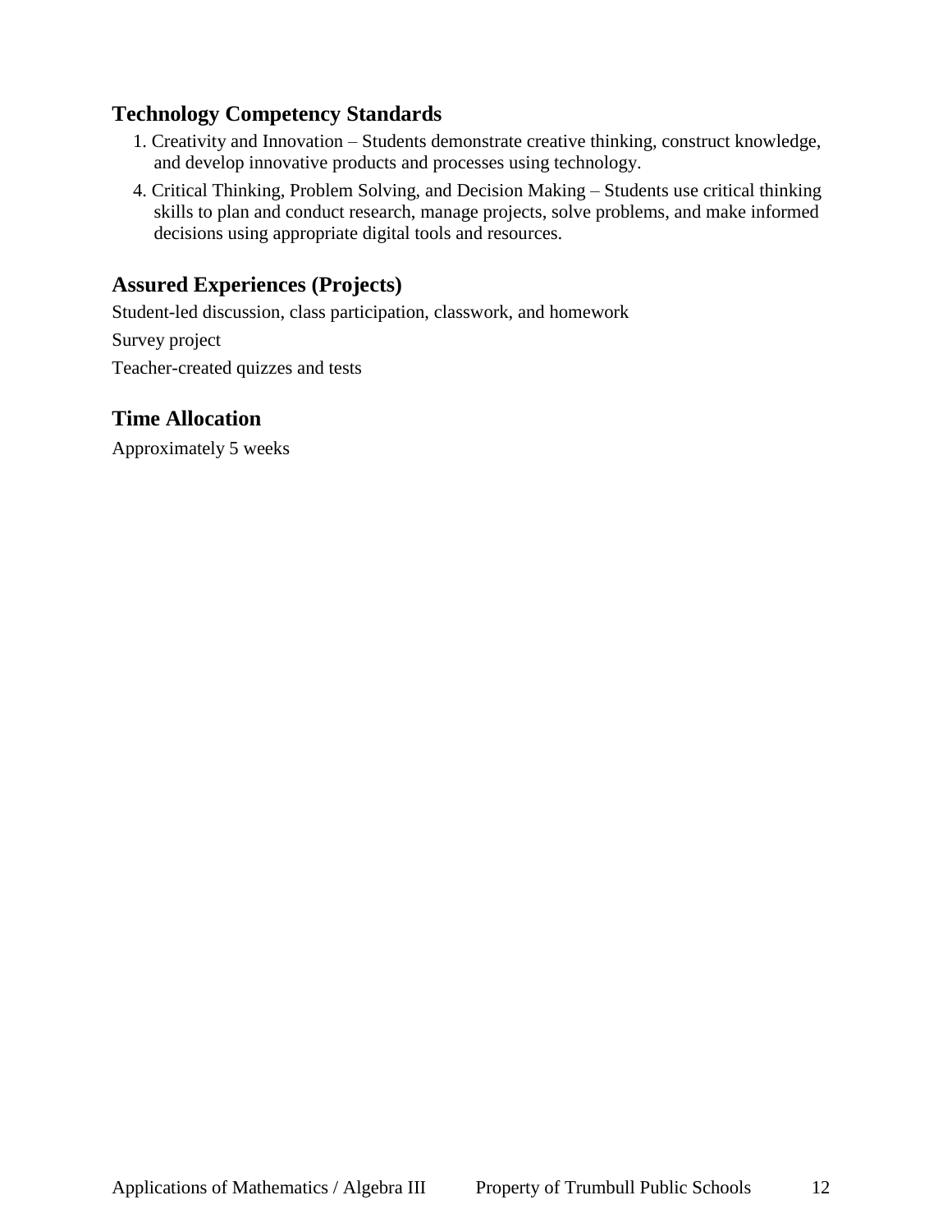## Technology Competency Standards

1. Creativity and Innovation – Students demonstrate creative thinking, construct knowledge, and develop innovative products and processes using technology.
4. Critical Thinking, Problem Solving, and Decision Making – Students use critical thinking skills to plan and conduct research, manage projects, solve problems, and make informed decisions using appropriate digital tools and resources.

## Assured Experiences (Projects)

Student-led discussion, class participation, classwork, and homework

Survey project

Teacher-created quizzes and tests

## Time Allocation

Approximately 5 weeks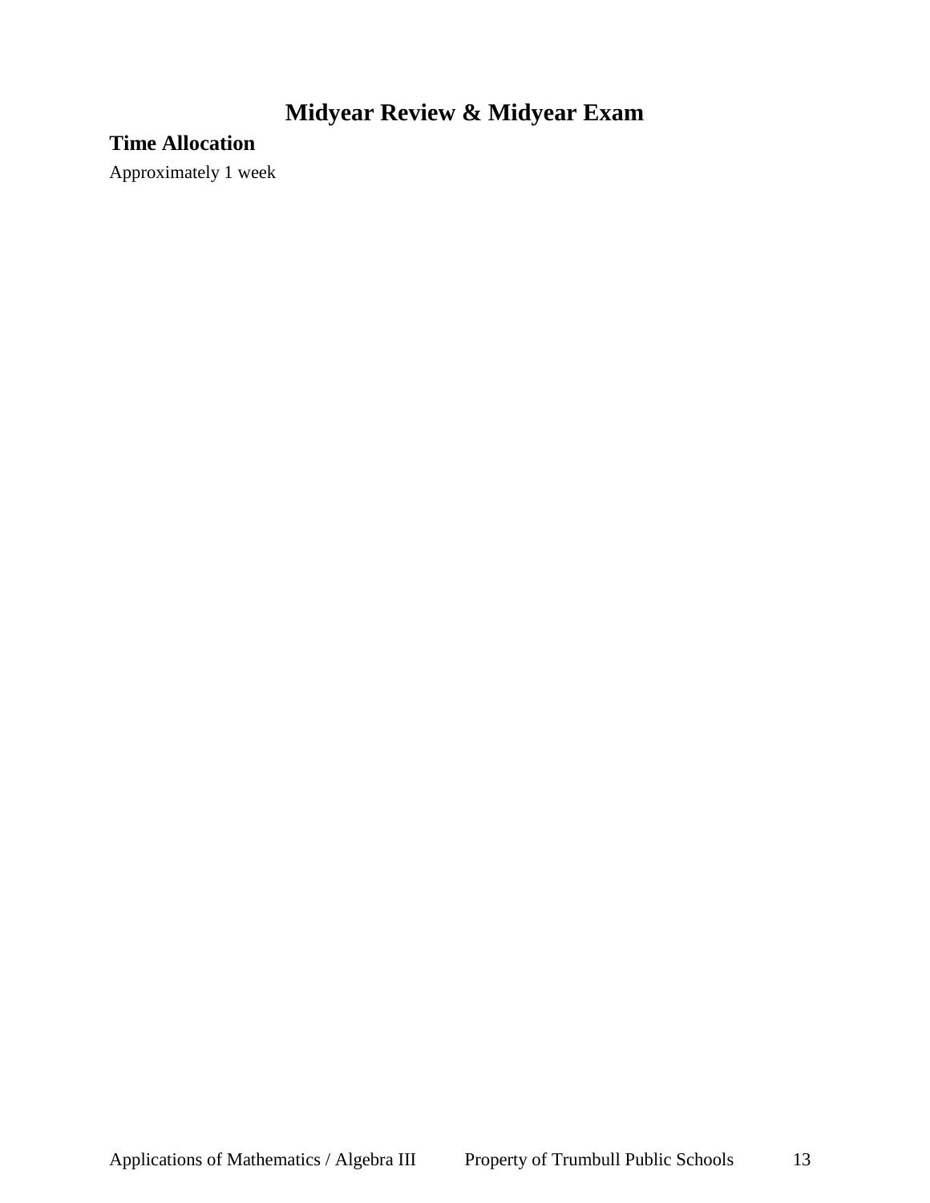# Midyear Review & Midyear Exam

## Time Allocation

Approximately 1 week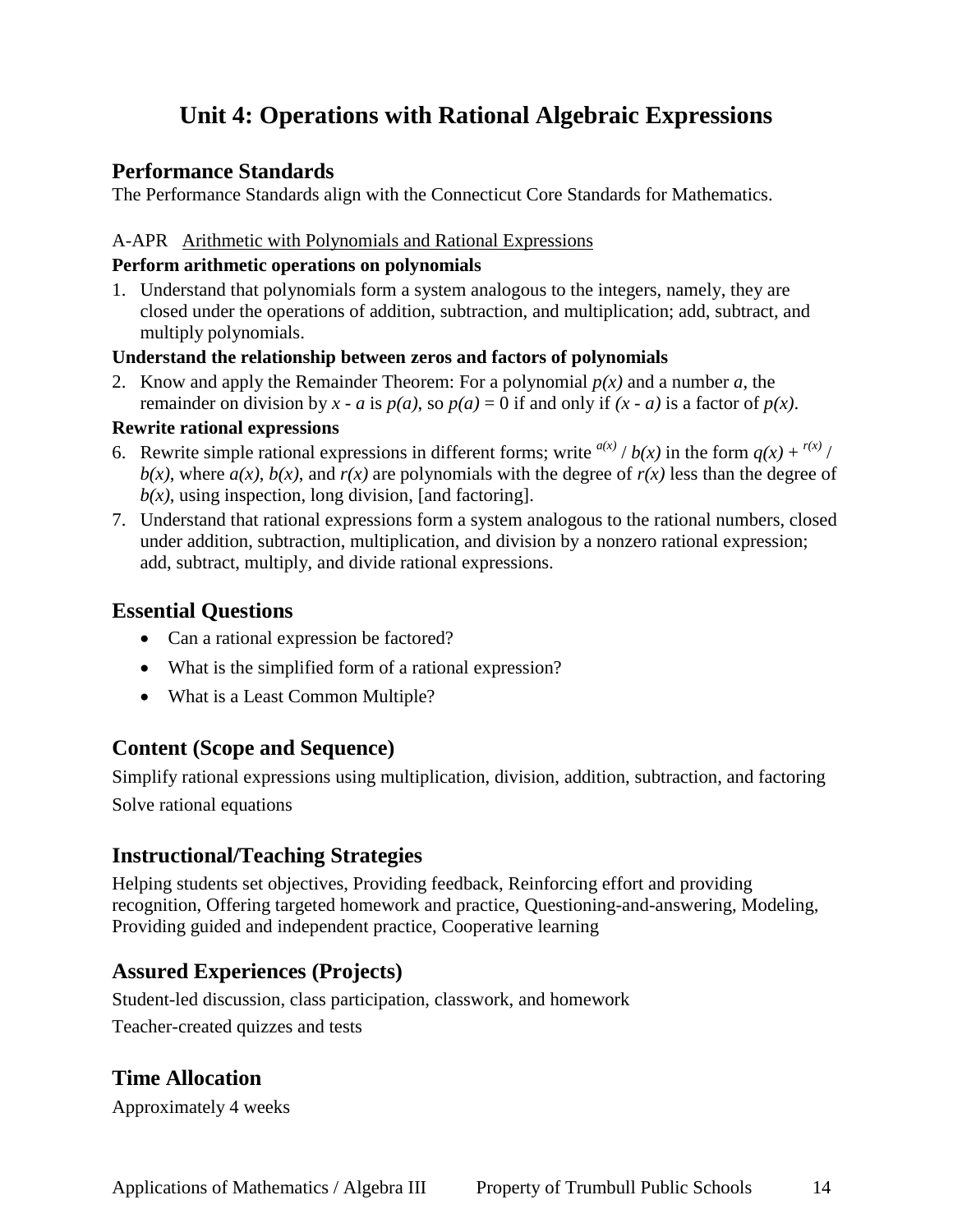# Unit 4: Operations with Rational Algebraic Expressions

## Performance Standards

The Performance Standards align with the Connecticut Core Standards for Mathematics.

A-APR Arithmetic with Polynomials and Rational Expressions

**Perform arithmetic operations on polynomials**

1. Understand that polynomials form a system analogous to the integers, namely, they are closed under the operations of addition, subtraction, and multiplication; add, subtract, and multiply polynomials.

**Understand the relationship between zeros and factors of polynomials**

2. Know and apply the Remainder Theorem: For a polynomial $p(x)$ and a number $a$, the remainder on division by $x - a$ is $p(a)$, so $p(a) = 0$ if and only if $(x - a)$ is a factor of $p(x)$.

**Rewrite rational expressions**

6. Rewrite simple rational expressions in different forms; write $^{a(x)} / b(x)$ in the form $q(x) + {}^{r(x)} / b(x)$, where $a(x)$, $b(x)$, and $r(x)$ are polynomials with the degree of $r(x)$ less than the degree of $b(x)$, using inspection, long division, [and factoring].
7. Understand that rational expressions form a system analogous to the rational numbers, closed under addition, subtraction, multiplication, and division by a nonzero rational expression; add, subtract, multiply, and divide rational expressions.

## Essential Questions

- Can a rational expression be factored?
- What is the simplified form of a rational expression?
- What is a Least Common Multiple?

## Content (Scope and Sequence)

Simplify rational expressions using multiplication, division, addition, subtraction, and factoring

Solve rational equations

## Instructional/Teaching Strategies

Helping students set objectives, Providing feedback, Reinforcing effort and providing recognition, Offering targeted homework and practice, Questioning-and-answering, Modeling, Providing guided and independent practice, Cooperative learning

## Assured Experiences (Projects)

Student-led discussion, class participation, classwork, and homework

Teacher-created quizzes and tests

## Time Allocation

Approximately 4 weeks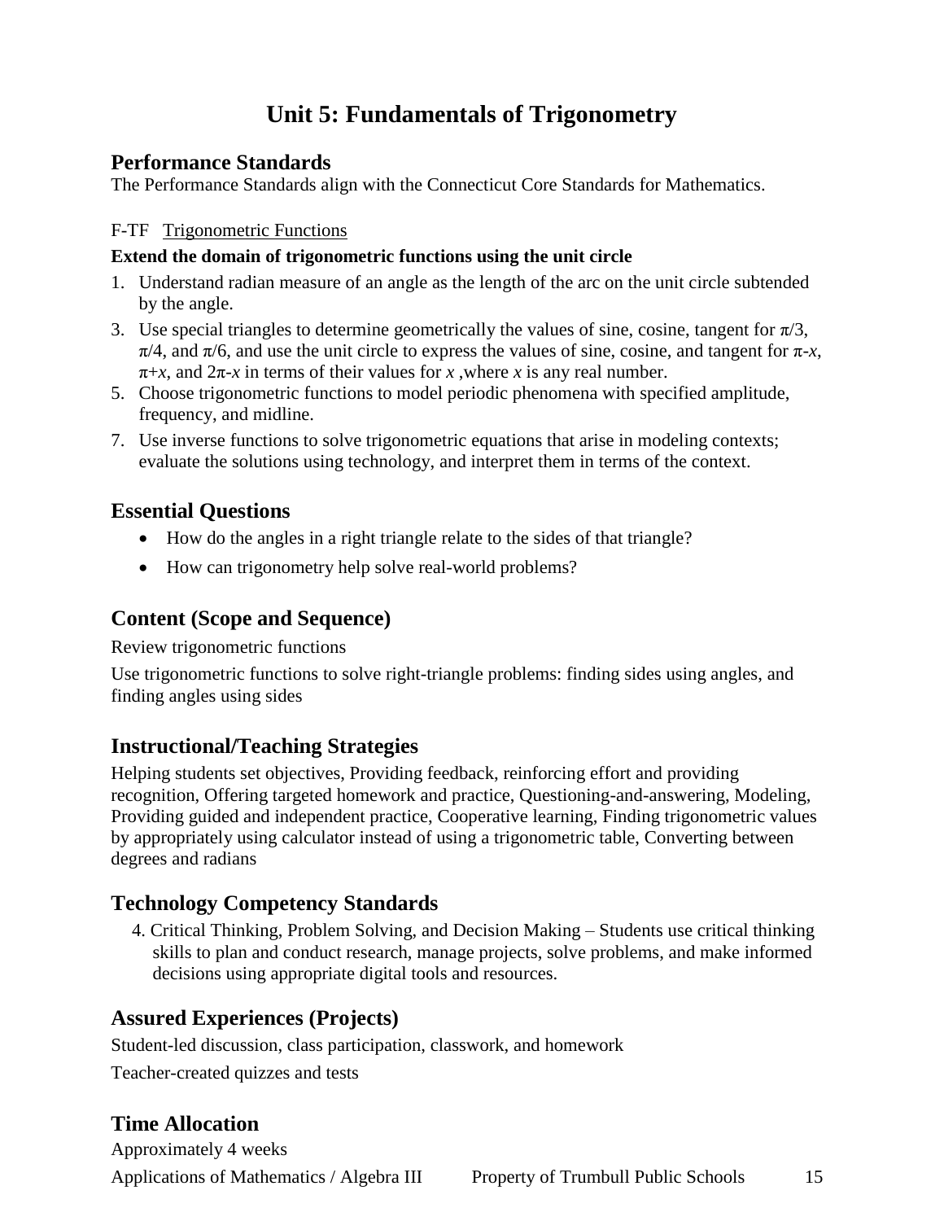# Unit 5: Fundamentals of Trigonometry

## Performance Standards

The Performance Standards align with the Connecticut Core Standards for Mathematics.

F-TF Trigonometric Functions

**Extend the domain of trigonometric functions using the unit circle**

1. Understand radian measure of an angle as the length of the arc on the unit circle subtended by the angle.
3. Use special triangles to determine geometrically the values of sine, cosine, tangent for $\pi/3$, $\pi/4$, and $\pi/6$, and use the unit circle to express the values of sine, cosine, and tangent for $\pi$-$x$, $\pi$+$x$, and $2\pi$-$x$ in terms of their values for $x$ ,where $x$ is any real number.
5. Choose trigonometric functions to model periodic phenomena with specified amplitude, frequency, and midline.
7. Use inverse functions to solve trigonometric equations that arise in modeling contexts; evaluate the solutions using technology, and interpret them in terms of the context.

## Essential Questions

- How do the angles in a right triangle relate to the sides of that triangle?
- How can trigonometry help solve real-world problems?

## Content (Scope and Sequence)

Review trigonometric functions

Use trigonometric functions to solve right-triangle problems: finding sides using angles, and finding angles using sides

## Instructional/Teaching Strategies

Helping students set objectives, Providing feedback, reinforcing effort and providing recognition, Offering targeted homework and practice, Questioning-and-answering, Modeling, Providing guided and independent practice, Cooperative learning, Finding trigonometric values by appropriately using calculator instead of using a trigonometric table, Converting between degrees and radians

## Technology Competency Standards

4. Critical Thinking, Problem Solving, and Decision Making – Students use critical thinking skills to plan and conduct research, manage projects, solve problems, and make informed decisions using appropriate digital tools and resources.

## Assured Experiences (Projects)

Student-led discussion, class participation, classwork, and homework

Teacher-created quizzes and tests

## Time Allocation

Approximately 4 weeks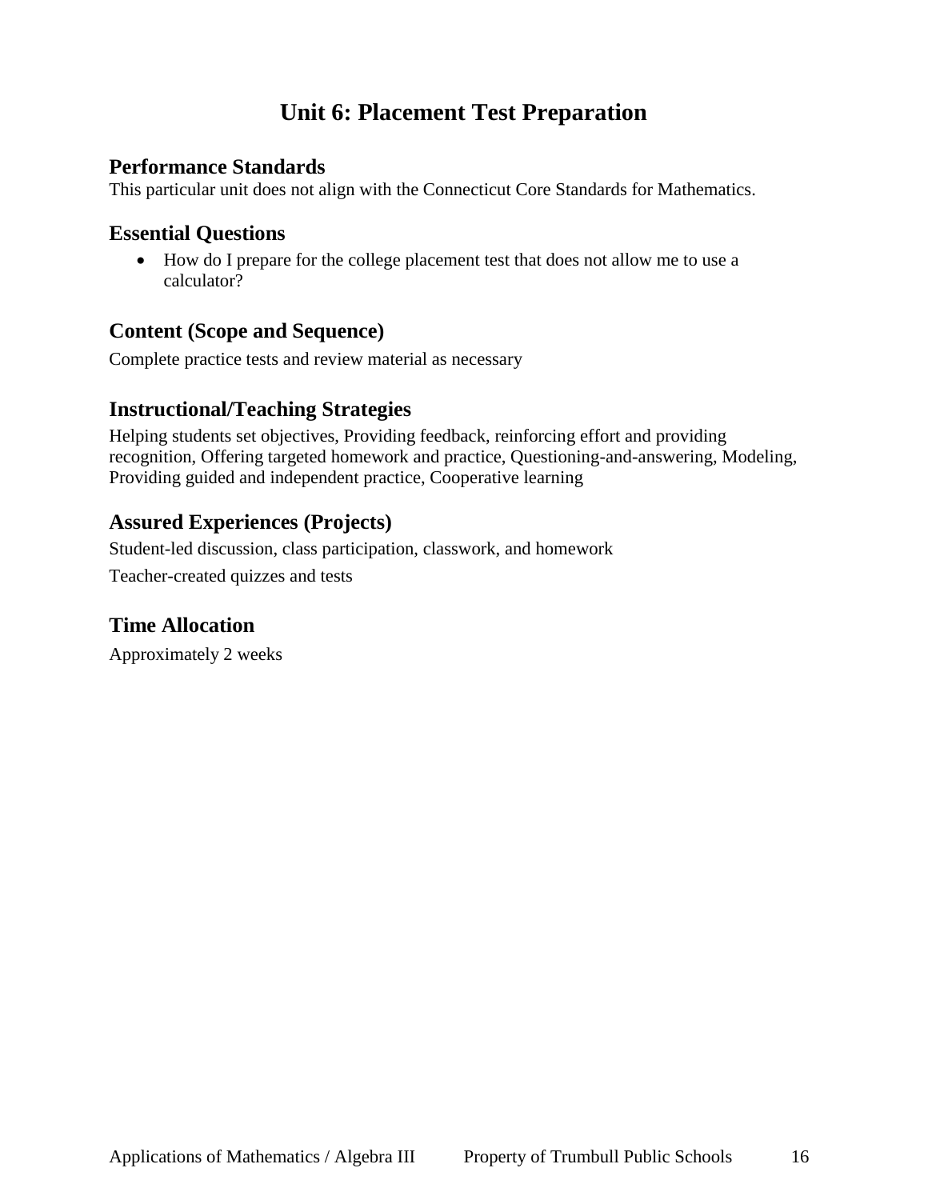# Unit 6: Placement Test Preparation

## Performance Standards

This particular unit does not align with the Connecticut Core Standards for Mathematics.

## Essential Questions

- How do I prepare for the college placement test that does not allow me to use a calculator?

## Content (Scope and Sequence)

Complete practice tests and review material as necessary

## Instructional/Teaching Strategies

Helping students set objectives, Providing feedback, reinforcing effort and providing recognition, Offering targeted homework and practice, Questioning-and-answering, Modeling, Providing guided and independent practice, Cooperative learning

## Assured Experiences (Projects)

Student-led discussion, class participation, classwork, and homework

Teacher-created quizzes and tests

## Time Allocation

Approximately 2 weeks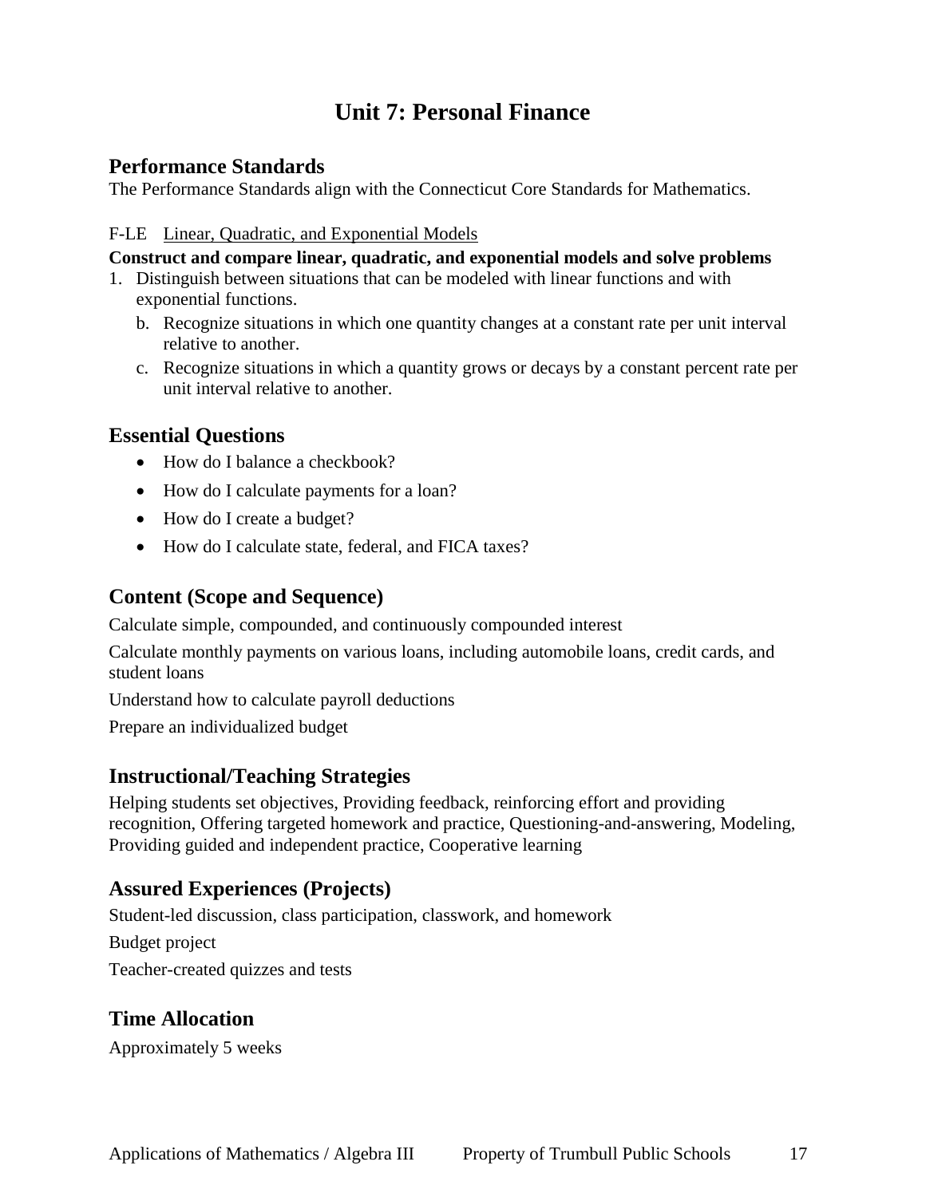# Unit 7: Personal Finance

## Performance Standards

The Performance Standards align with the Connecticut Core Standards for Mathematics.

F-LE <u>Linear, Quadratic, and Exponential Models</u>

**Construct and compare linear, quadratic, and exponential models and solve problems**

1. Distinguish between situations that can be modeled with linear functions and with exponential functions.
   b. Recognize situations in which one quantity changes at a constant rate per unit interval relative to another.
   c. Recognize situations in which a quantity grows or decays by a constant percent rate per unit interval relative to another.

## Essential Questions

- How do I balance a checkbook?
- How do I calculate payments for a loan?
- How do I create a budget?
- How do I calculate state, federal, and FICA taxes?

## Content (Scope and Sequence)

Calculate simple, compounded, and continuously compounded interest

Calculate monthly payments on various loans, including automobile loans, credit cards, and student loans

Understand how to calculate payroll deductions

Prepare an individualized budget

## Instructional/Teaching Strategies

Helping students set objectives, Providing feedback, reinforcing effort and providing recognition, Offering targeted homework and practice, Questioning-and-answering, Modeling, Providing guided and independent practice, Cooperative learning

## Assured Experiences (Projects)

Student-led discussion, class participation, classwork, and homework

Budget project

Teacher-created quizzes and tests

## Time Allocation

Approximately 5 weeks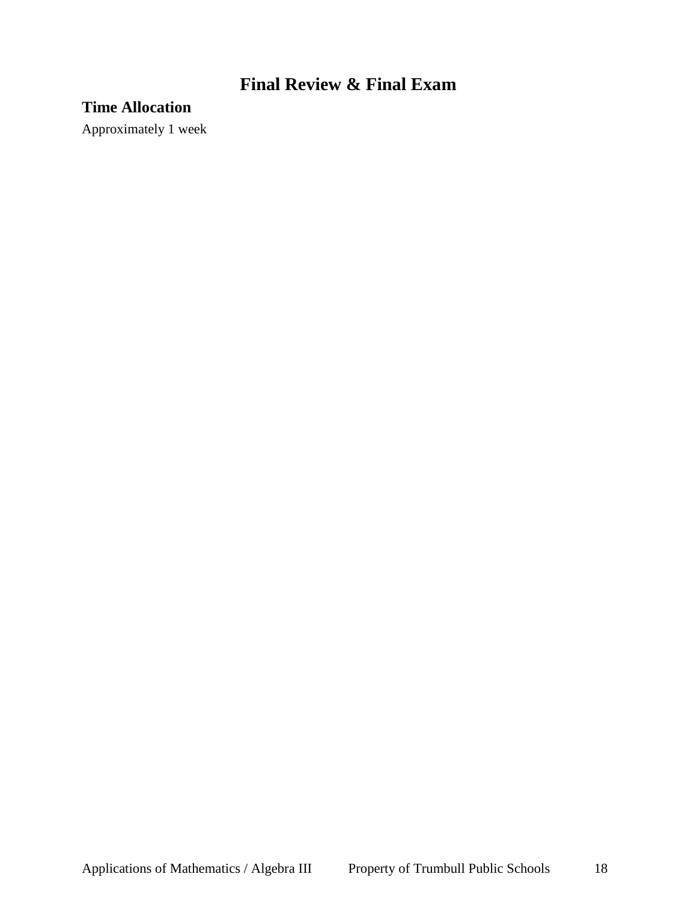# Final Review & Final Exam

## Time Allocation

Approximately 1 week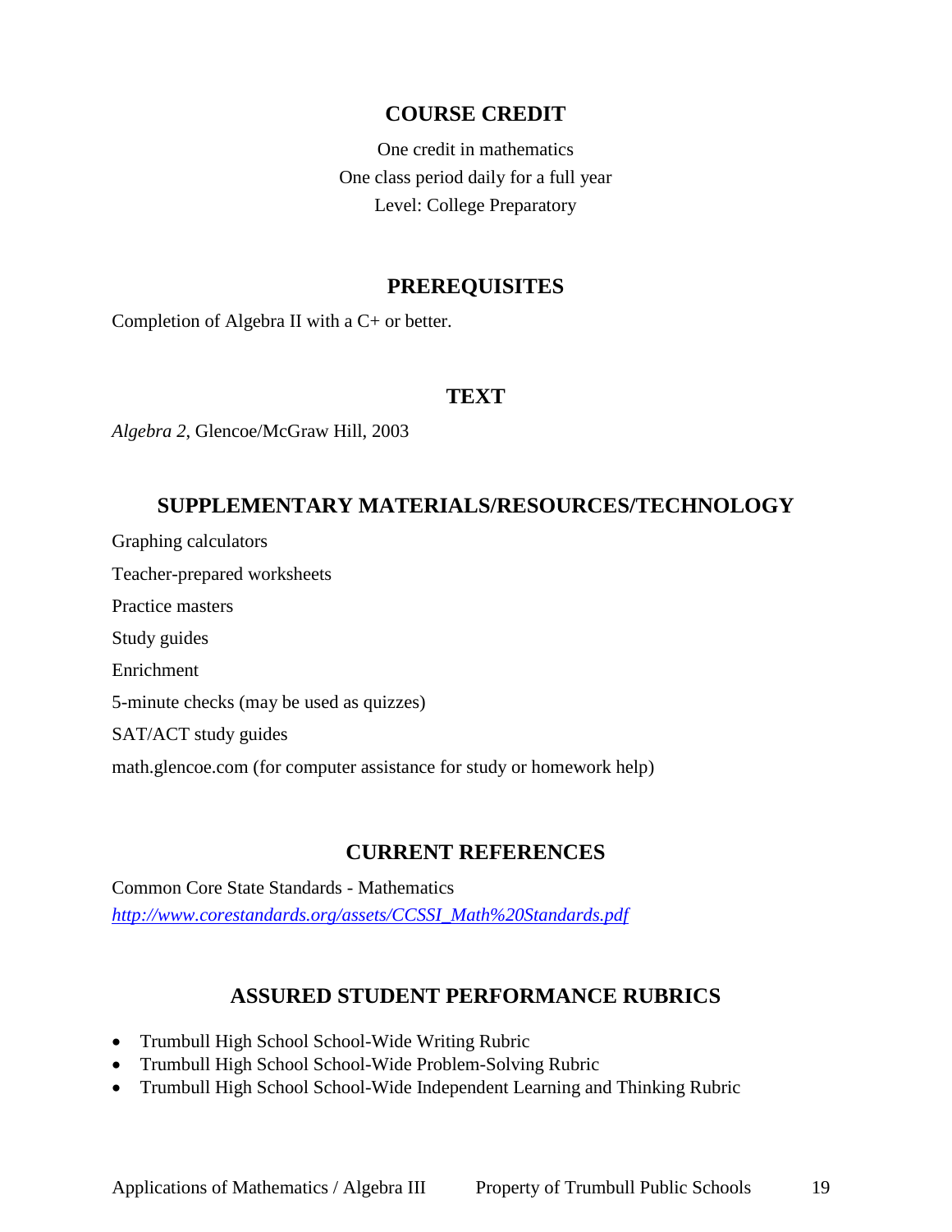## COURSE CREDIT

One credit in mathematics
One class period daily for a full year
Level: College Preparatory

## PREREQUISITES

Completion of Algebra II with a C+ or better.

## TEXT

*Algebra 2*, Glencoe/McGraw Hill, 2003

## SUPPLEMENTARY MATERIALS/RESOURCES/TECHNOLOGY

Graphing calculators

Teacher-prepared worksheets

Practice masters

Study guides

Enrichment

5-minute checks (may be used as quizzes)

SAT/ACT study guides

math.glencoe.com (for computer assistance for study or homework help)

## CURRENT REFERENCES

Common Core State Standards - Mathematics
[http://www.corestandards.org/assets/CCSSI_Math%20Standards.pdf](http://www.corestandards.org/assets/CCSSI_Math%20Standards.pdf)

## ASSURED STUDENT PERFORMANCE RUBRICS

- Trumbull High School School-Wide Writing Rubric
- Trumbull High School School-Wide Problem-Solving Rubric
- Trumbull High School School-Wide Independent Learning and Thinking Rubric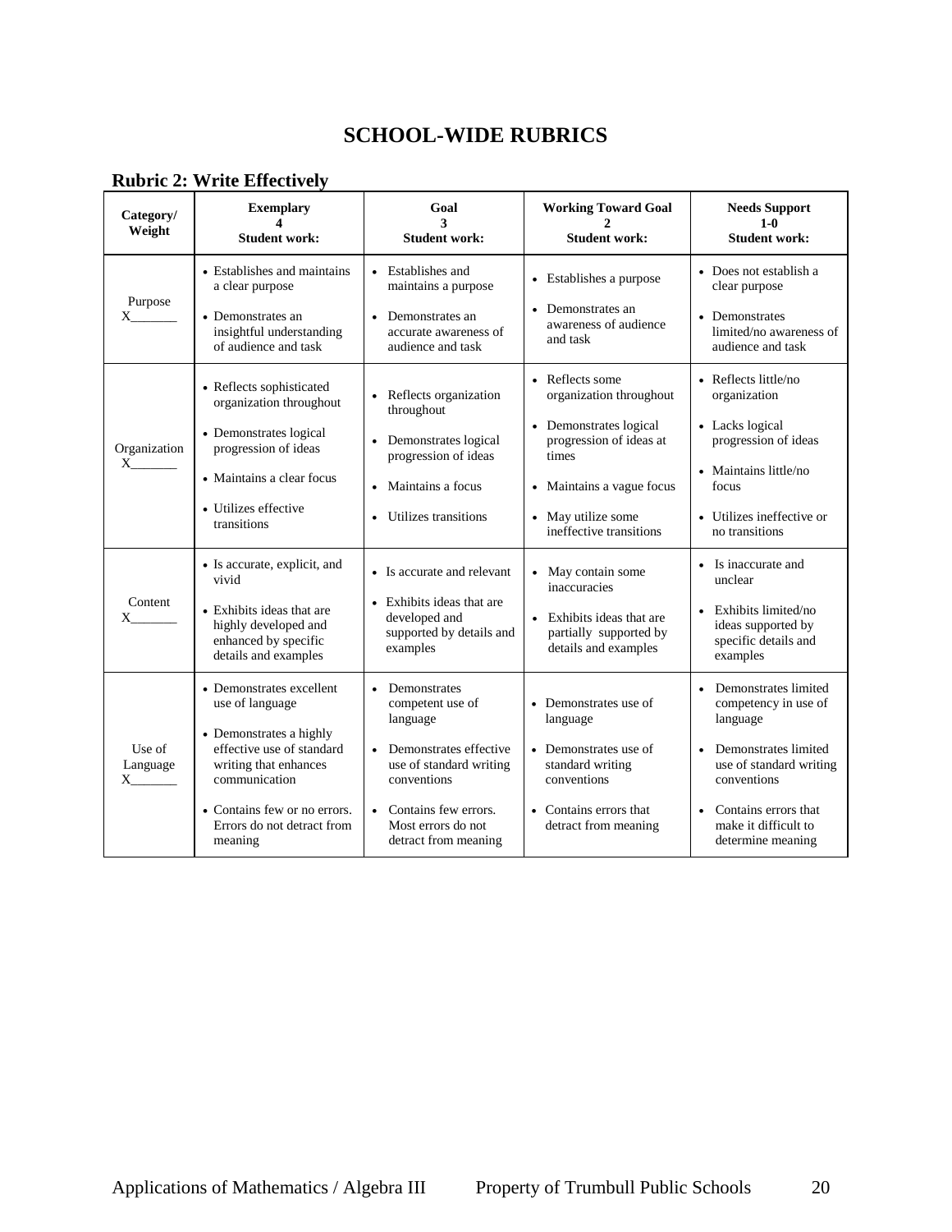# SCHOOL-WIDE RUBRICS

## Rubric 2: Write Effectively

| Category/ Weight | Exemplary 4 Student work: | Goal 3 Student work: | Working Toward Goal 2 Student work: | Needs Support 1-0 Student work: |
|---|---|---|---|---|
| Purpose X_______ | • Establishes and maintains a clear purpose<br>• Demonstrates an insightful understanding of audience and task | • Establishes and maintains a purpose<br>• Demonstrates an accurate awareness of audience and task | • Establishes a purpose<br>• Demonstrates an awareness of audience and task | • Does not establish a clear purpose<br>• Demonstrates limited/no awareness of audience and task |
| Organization X_______ | • Reflects sophisticated organization throughout<br>• Demonstrates logical progression of ideas<br>• Maintains a clear focus<br>• Utilizes effective transitions | • Reflects organization throughout<br>• Demonstrates logical progression of ideas<br>• Maintains a focus<br>• Utilizes transitions | • Reflects some organization throughout<br>• Demonstrates logical progression of ideas at times<br>• Maintains a vague focus<br>• May utilize some ineffective transitions | • Reflects little/no organization<br>• Lacks logical progression of ideas<br>• Maintains little/no focus<br>• Utilizes ineffective or no transitions |
| Content X_______ | • Is accurate, explicit, and vivid<br>• Exhibits ideas that are highly developed and enhanced by specific details and examples | • Is accurate and relevant<br>• Exhibits ideas that are developed and supported by details and examples | • May contain some inaccuracies<br>• Exhibits ideas that are partially supported by details and examples | • Is inaccurate and unclear<br>• Exhibits limited/no ideas supported by specific details and examples |
| Use of Language X_______ | • Demonstrates excellent use of language<br>• Demonstrates a highly effective use of standard writing that enhances communication<br>• Contains few or no errors. Errors do not detract from meaning | • Demonstrates competent use of language<br>• Demonstrates effective use of standard writing conventions<br>• Contains few errors. Most errors do not detract from meaning | • Demonstrates use of language<br>• Demonstrates use of standard writing conventions<br>• Contains errors that detract from meaning | • Demonstrates limited competency in use of language<br>• Demonstrates limited use of standard writing conventions<br>• Contains errors that make it difficult to determine meaning |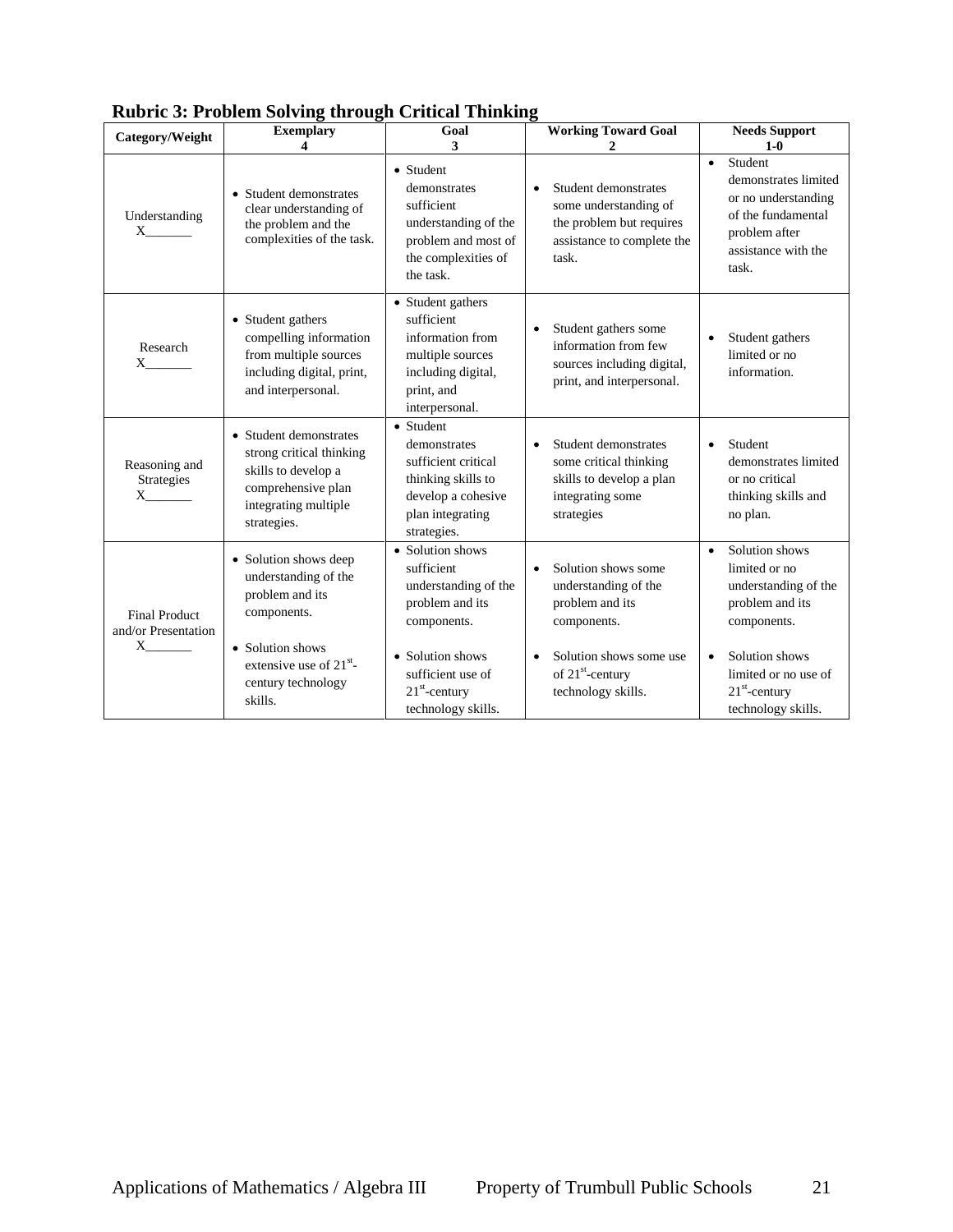## Rubric 3: Problem Solving through Critical Thinking

| Category/Weight | Exemplary 4 | Goal 3 | Working Toward Goal 2 | Needs Support 1-0 |
|---|---|---|---|---|
| Understanding X_______ | • Student demonstrates clear understanding of the problem and the complexities of the task. | • Student demonstrates sufficient understanding of the problem and most of the complexities of the task. | • Student demonstrates some understanding of the problem but requires assistance to complete the task. | • Student demonstrates limited or no understanding of the fundamental problem after assistance with the task. |
| Research X_______ | • Student gathers compelling information from multiple sources including digital, print, and interpersonal. | • Student gathers sufficient information from multiple sources including digital, print, and interpersonal. | • Student gathers some information from few sources including digital, print, and interpersonal. | • Student gathers limited or no information. |
| Reasoning and Strategies X_______ | • Student demonstrates strong critical thinking skills to develop a comprehensive plan integrating multiple strategies. | • Student demonstrates sufficient critical thinking skills to develop a cohesive plan integrating strategies. | • Student demonstrates some critical thinking skills to develop a plan integrating some strategies | • Student demonstrates limited or no critical thinking skills and no plan. |
| Final Product and/or Presentation X_______ | • Solution shows deep understanding of the problem and its components. • Solution shows extensive use of 21st-century technology skills. | • Solution shows sufficient understanding of the problem and its components. • Solution shows sufficient use of 21st-century technology skills. | • Solution shows some understanding of the problem and its components. • Solution shows some use of 21st-century technology skills. | • Solution shows limited or no understanding of the problem and its components. • Solution shows limited or no use of 21st-century technology skills. |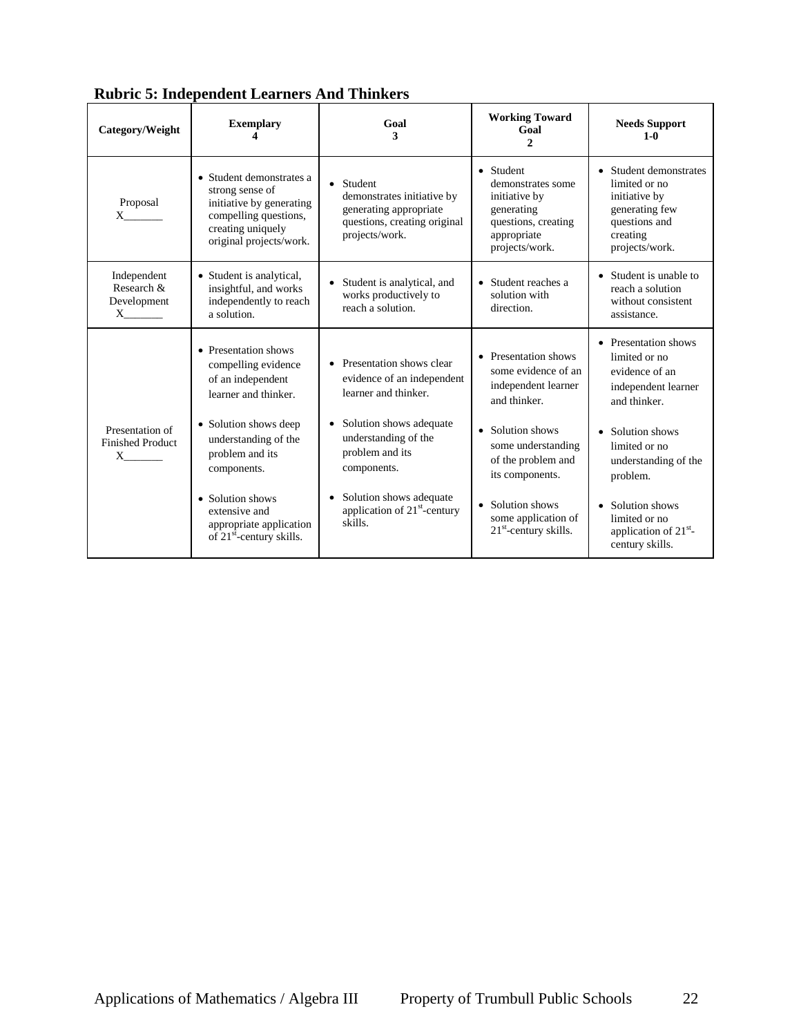### Rubric 5: Independent Learners And Thinkers

| Category/Weight | Exemplary 4 | Goal 3 | Working Toward Goal 2 | Needs Support 1-0 |
|---|---|---|---|---|
| Proposal X_______ | • Student demonstrates a strong sense of initiative by generating compelling questions, creating uniquely original projects/work. | • Student demonstrates initiative by generating appropriate questions, creating original projects/work. | • Student demonstrates some initiative by generating questions, creating appropriate projects/work. | • Student demonstrates limited or no initiative by generating few questions and creating projects/work. |
| Independent Research & Development X_______ | • Student is analytical, insightful, and works independently to reach a solution. | • Student is analytical, and works productively to reach a solution. | • Student reaches a solution with direction. | • Student is unable to reach a solution without consistent assistance. |
| Presentation of Finished Product X_______ | • Presentation shows compelling evidence of an independent learner and thinker. <br> • Solution shows deep understanding of the problem and its components. <br> • Solution shows extensive and appropriate application of 21st-century skills. | • Presentation shows clear evidence of an independent learner and thinker. <br> • Solution shows adequate understanding of the problem and its components. <br> • Solution shows adequate application of 21st-century skills. | • Presentation shows some evidence of an independent learner and thinker. <br> • Solution shows some understanding of the problem and its components. <br> • Solution shows some application of 21st-century skills. | • Presentation shows limited or no evidence of an independent learner and thinker. <br> • Solution shows limited or no understanding of the problem. <br> • Solution shows limited or no application of 21st-century skills. |